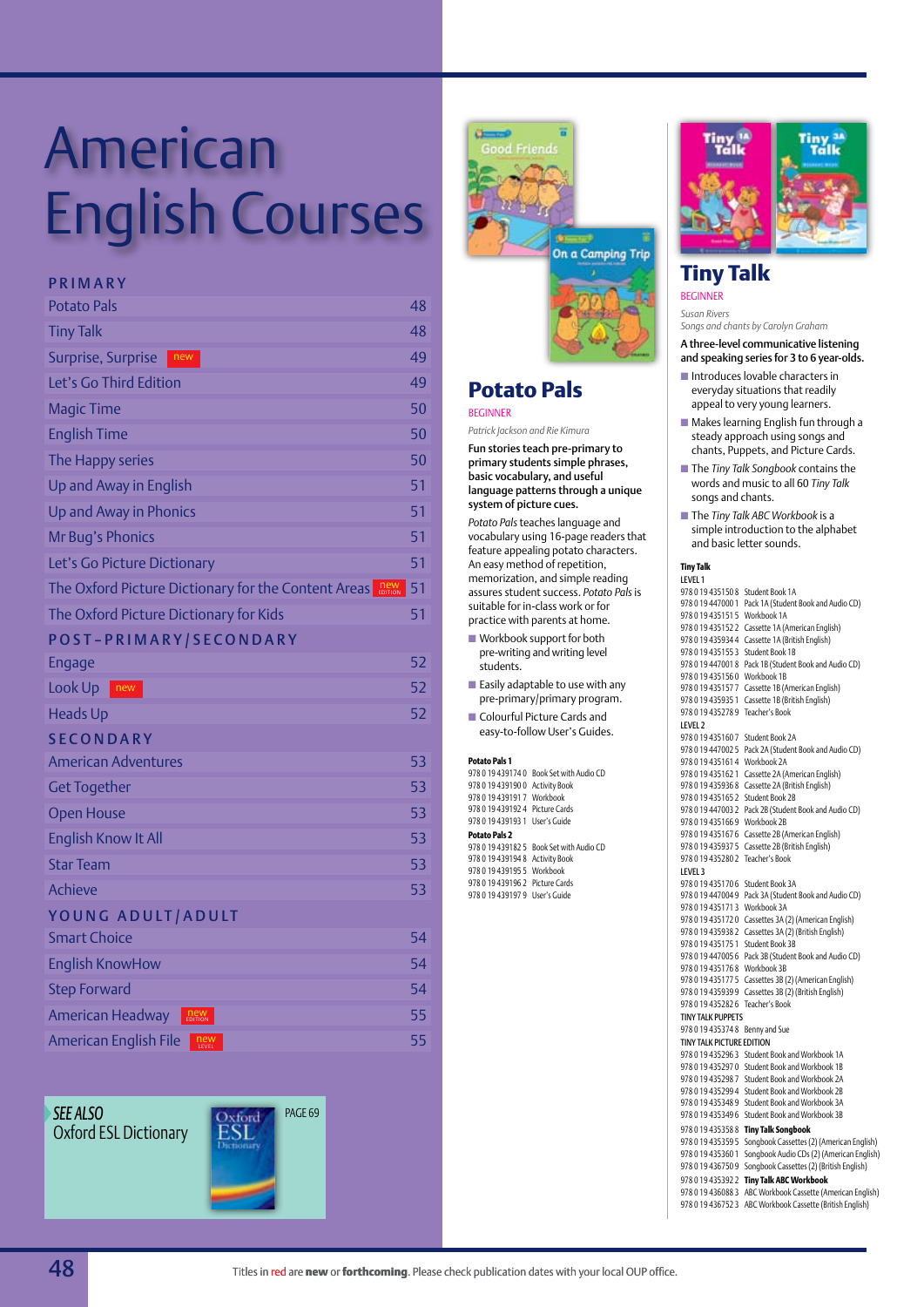# American English Courses

## PRIMARY

| | |
|---|---|
| Potato Pals | 48 |
| Tiny Talk | 48 |
| Surprise, Surprise new | 49 |
| Let's Go Third Edition | 49 |
| Magic Time | 50 |
| English Time | 50 |
| The Happy series | 50 |
| Up and Away in English | 51 |
| Up and Away in Phonics | 51 |
| Mr Bug's Phonics | 51 |
| Let's Go Picture Dictionary | 51 |
| The Oxford Picture Dictionary for the Content Areas new edition | 51 |
| The Oxford Picture Dictionary for Kids | 51 |

## POST-PRIMARY/SECONDARY

| | |
|---|---|
| Engage | 52 |
| Look Up new | 52 |
| Heads Up | 52 |

## SECONDARY

| | |
|---|---|
| American Adventures | 53 |
| Get Together | 53 |
| Open House | 53 |
| English Know It All | 53 |
| Star Team | 53 |
| Achieve | 53 |

## YOUNG ADULT/ADULT

| | |
|---|---|
| Smart Choice | 54 |
| English KnowHow | 54 |
| Step Forward | 54 |
| American Headway new edition | 55 |
| American English File new level | 55 |

*SEE ALSO*
Oxford ESL Dictionary PAGE 69

## Potato Pals

BEGINNER

*Patrick Jackson and Rie Kimura*

**Fun stories teach pre-primary to primary students simple phrases, basic vocabulary, and useful language patterns through a unique system of picture cues.**

*Potato Pals* teaches language and vocabulary using 16-page readers that feature appealing potato characters. An easy method of repetition, memorization, and simple reading assures student success. *Potato Pals* is suitable for in-class work or for practice with parents at home.

- Workbook support for both pre-writing and writing level students.
- Easily adaptable to use with any pre-primary/primary program.
- Colourful Picture Cards and easy-to-follow User's Guides.

**Potato Pals 1**
978 0 19 439174 0 Book Set with Audio CD
978 0 19 439190 0 Activity Book
978 0 19 439191 7 Workbook
978 0 19 439192 4 Picture Cards
978 0 19 439193 1 User's Guide

**Potato Pals 2**
978 0 19 439182 5 Book Set with Audio CD
978 0 19 439194 8 Activity Book
978 0 19 439195 5 Workbook
978 0 19 439196 2 Picture Cards
978 0 19 439197 9 User's Guide

## Tiny Talk

BEGINNER

*Susan Rivers*
*Songs and chants by Carolyn Graham*

**A three-level communicative listening and speaking series for 3 to 6 year-olds.**

- Introduces lovable characters in everyday situations that readily appeal to very young learners.
- Makes learning English fun through a steady approach using songs and chants, Puppets, and Picture Cards.
- The *Tiny Talk Songbook* contains the words and music to all 60 *Tiny Talk* songs and chants.
- The *Tiny Talk ABC Workbook* is a simple introduction to the alphabet and basic letter sounds.

**Tiny Talk**

LEVEL 1
978 0 19 435150 8 Student Book 1A
978 0 19 447000 1 Pack 1A (Student Book and Audio CD)
978 0 19 435151 5 Workbook 1A
978 0 19 435152 2 Cassette 1A (American English)
978 0 19 435934 4 Cassette 1A (British English)
978 0 19 435155 3 Student Book 1B
978 0 19 447001 8 Pack 1B (Student Book and Audio CD)
978 0 19 435156 0 Workbook 1B
978 0 19 435157 7 Cassette 1B (American English)
978 0 19 435935 1 Cassette 1B (British English)
978 0 19 435278 9 Teacher's Book

LEVEL 2
978 0 19 435160 7 Student Book 2A
978 0 19 447002 5 Pack 2A (Student Book and Audio CD)
978 0 19 435161 4 Workbook 2A
978 0 19 435162 1 Cassette 2A (American English)
978 0 19 435936 8 Cassette 2A (British English)
978 0 19 435165 2 Student Book 2B
978 0 19 447003 2 Pack 2B (Student Book and Audio CD)
978 0 19 435166 9 Workbook 2B
978 0 19 435167 6 Cassette 2B (American English)
978 0 19 435937 5 Cassette 2B (British English)
978 0 19 435280 2 Teacher's Book

LEVEL 3
978 0 19 435170 6 Student Book 3A
978 0 19 447004 9 Pack 3A (Student Book and Audio CD)
978 0 19 435171 3 Workbook 3A
978 0 19 435172 0 Cassettes 3A (2) (American English)
978 0 19 435938 2 Cassettes 3A (2) (British English)
978 0 19 435175 1 Student Book 3B
978 0 19 447005 6 Pack 3B (Student Book and Audio CD)
978 0 19 435176 8 Workbook 3B
978 0 19 435177 5 Cassettes 3B (2) (American English)
978 0 19 435939 9 Cassettes 3B (2) (British English)
978 0 19 435282 6 Teacher's Book

TINY TALK PUPPETS
978 0 19 435374 8 Benny and Sue

TINY TALK PICTURE EDITION
978 0 19 435296 3 Student Book and Workbook 1A
978 0 19 435297 0 Student Book and Workbook 1B
978 0 19 435298 7 Student Book and Workbook 2A
978 0 19 435299 4 Student Book and Workbook 2B
978 0 19 435348 9 Student Book and Workbook 3A
978 0 19 435349 6 Student Book and Workbook 3B

978 0 19 435358 8 **Tiny Talk Songbook**
978 0 19 435359 5 Songbook Cassettes (2) (American English)
978 0 19 435360 1 Songbook Audio CDs (2) (American English)
978 0 19 436750 9 Songbook Cassettes (2) (British English)

978 0 19 435392 2 **Tiny Talk ABC Workbook**
978 0 19 436088 3 ABC Workbook Cassette (American English)
978 0 19 436752 3 ABC Workbook Cassette (British English)

Titles in red are **new** or **forthcoming**. Please check publication dates with your local OUP office.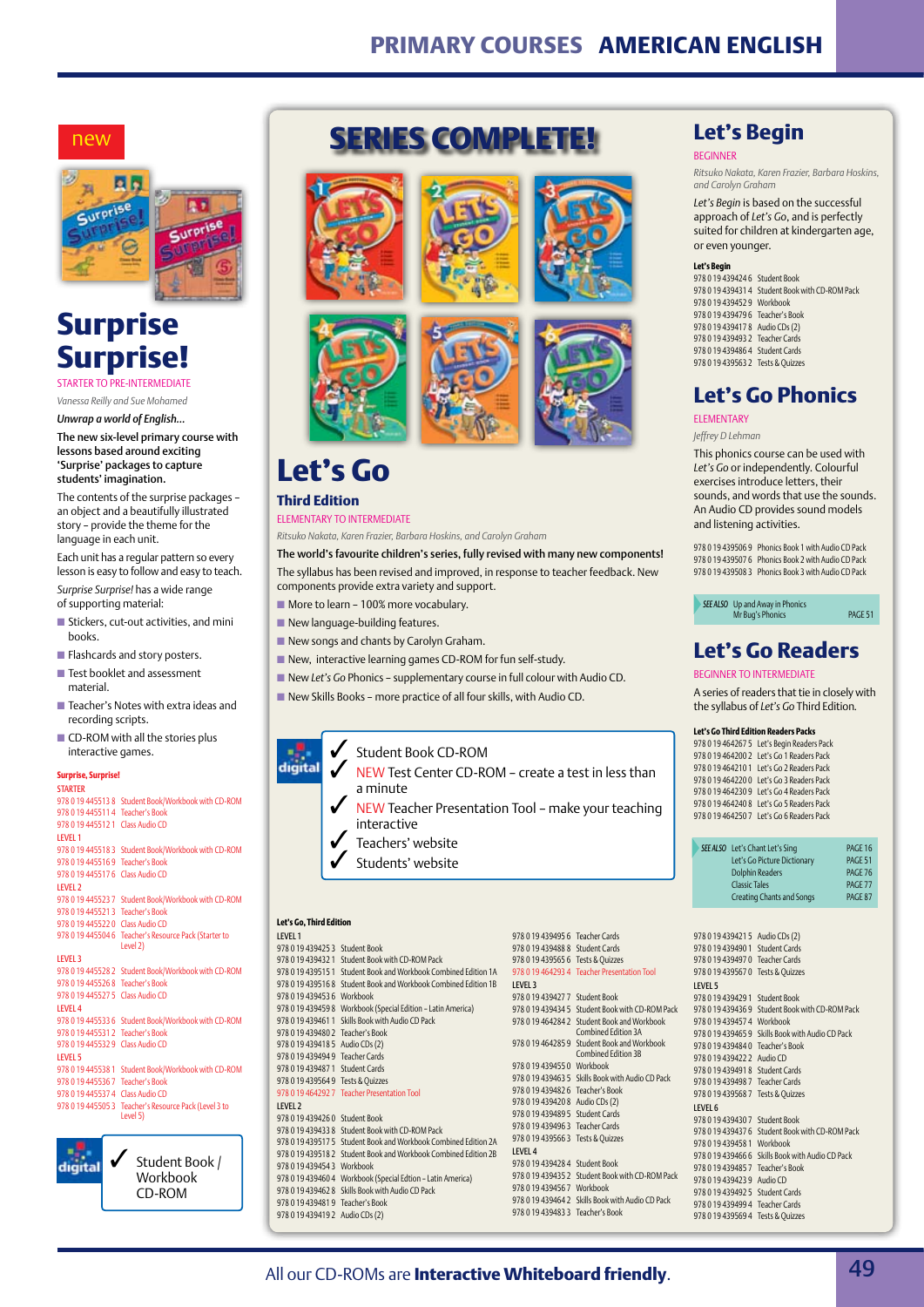# PRIMARY COURSES AMERICAN ENGLISH

new

# Surprise Surprise!

STARTER TO PRE-INTERMEDIATE

*Vanessa Reilly and Sue Mohamed*

***Unwrap a world of English...***

**The new six-level primary course with lessons based around exciting 'Surprise' packages to capture students' imagination.**

The contents of the surprise packages – an object and a beautifully illustrated story – provide the theme for the language in each unit.

Each unit has a regular pattern so every lesson is easy to follow and easy to teach.

*Surprise Surprise!* has a wide range of supporting material:

- Stickers, cut-out activities, and mini books.
- Flashcards and story posters.
- Test booklet and assessment material.
- Teacher's Notes with extra ideas and recording scripts.
- CD-ROM with all the stories plus interactive games.

**Surprise, Surprise!**

STARTER
978 0 19 445513 8 Student Book/Workbook with CD-ROM
978 0 19 445511 4 Teacher's Book
978 0 19 445512 1 Class Audio CD

LEVEL 1
978 0 19 445518 3 Student Book/Workbook with CD-ROM
978 0 19 445516 9 Teacher's Book
978 0 19 445517 6 Class Audio CD

LEVEL 2
978 0 19 445523 7 Student Book/Workbook with CD-ROM
978 0 19 445521 3 Teacher's Book
978 0 19 445522 0 Class Audio CD
978 0 19 445504 6 Teacher's Resource Pack (Starter to Level 2)

LEVEL 3
978 0 19 445528 2 Student Book/Workbook with CD-ROM
978 0 19 445526 8 Teacher's Book
978 0 19 445527 5 Class Audio CD

LEVEL 4
978 0 19 445533 6 Student Book/Workbook with CD-ROM
978 0 19 445531 2 Teacher's Book
978 0 19 445532 9 Class Audio CD

LEVEL 5
978 0 19 445538 1 Student Book/Workbook with CD-ROM
978 0 19 445536 7 Teacher's Book
978 0 19 445537 4 Class Audio CD
978 0 19 445505 3 Teacher's Resource Pack (Level 3 to Level 5)

digital
✓ Student Book / Workbook CD-ROM

## SERIES COMPLETE!

# Let's Go

## Third Edition

ELEMENTARY TO INTERMEDIATE

*Ritsuko Nakata, Karen Frazier, Barbara Hoskins, and Carolyn Graham*

**The world's favourite children's series, fully revised with many new components!**

The syllabus has been revised and improved, in response to teacher feedback. New components provide extra variety and support.

- More to learn – 100% more vocabulary.
- New language-building features.
- New songs and chants by Carolyn Graham.
- New, interactive learning games CD-ROM for fun self-study.
- New *Let's Go* Phonics – supplementary course in full colour with Audio CD.
- New Skills Books – more practice of all four skills, with Audio CD.

digital
✓ Student Book CD-ROM
✓ NEW Test Center CD-ROM – create a test in less than a minute
✓ NEW Teacher Presentation Tool – make your teaching interactive
✓ Teachers' website
✓ Students' website

**Let's Go, Third Edition**

LEVEL 1
978 0 19 439425 3 Student Book
978 0 19 439432 1 Student Book with CD-ROM Pack
978 0 19 439515 1 Student Book and Workbook Combined Edition 1A
978 0 19 439516 8 Student Book and Workbook Combined Edition 1B
978 0 19 439453 6 Workbook
978 0 19 439459 8 Workbook (Special Edition – Latin America)
978 0 19 439461 1 Skills Book with Audio CD Pack
978 0 19 439480 2 Teacher's Book
978 0 19 439418 5 Audio CDs (2)
978 0 19 439494 9 Teacher Cards
978 0 19 439487 1 Student Cards
978 0 19 439564 9 Tests & Quizzes
978 0 19 464292 7 Teacher Presentation Tool

LEVEL 2
978 0 19 439426 0 Student Book
978 0 19 439433 8 Student Book with CD-ROM Pack
978 0 19 439517 5 Student Book and Workbook Combined Edition 2A
978 0 19 439518 2 Student Book and Workbook Combined Edition 2B
978 0 19 439454 3 Workbook
978 0 19 439460 4 Workbook (Special Edition – Latin America)
978 0 19 439462 8 Skills Book with Audio CD Pack
978 0 19 439481 9 Teacher's Book
978 0 19 439419 2 Audio CDs (2)
978 0 19 439495 6 Teacher Cards
978 0 19 439488 8 Student Cards
978 0 19 439565 6 Tests & Quizzes
978 0 19 464293 4 Teacher Presentation Tool

LEVEL 3
978 0 19 439427 7 Student Book
978 0 19 439434 5 Student Book with CD-ROM Pack
978 0 19 464284 2 Student Book and Workbook Combined Edition 3A
978 0 19 464285 9 Student Book and Workbook Combined Edition 3B
978 0 19 439455 0 Workbook
978 0 19 439463 5 Skills Book with Audio CD Pack
978 0 19 439482 6 Teacher's Book
978 0 19 439420 8 Audio CDs (2)
978 0 19 439489 5 Student Cards
978 0 19 439496 3 Teacher Cards
978 0 19 439566 3 Tests & Quizzes

LEVEL 4
978 0 19 439428 4 Student Book
978 0 19 439435 2 Student Book with CD-ROM Pack
978 0 19 439456 7 Workbook
978 0 19 439464 2 Skills Book with Audio CD Pack
978 0 19 439483 3 Teacher's Book
978 0 19 439421 5 Audio CDs (2)
978 0 19 439490 1 Student Cards
978 0 19 439497 0 Teacher Cards
978 0 19 439567 0 Tests & Quizzes

LEVEL 5
978 0 19 439429 1 Student Book
978 0 19 439436 9 Student Book with CD-ROM Pack
978 0 19 439457 4 Workbook
978 0 19 439465 9 Skills Book with Audio CD Pack
978 0 19 439484 0 Teacher's Book
978 0 19 439422 2 Audio CD
978 0 19 439491 8 Student Cards
978 0 19 439498 7 Teacher Cards
978 0 19 439568 7 Tests & Quizzes

LEVEL 6
978 0 19 439430 7 Student Book
978 0 19 439437 6 Student Book with CD-ROM Pack
978 0 19 439458 1 Workbook
978 0 19 439466 6 Skills Book with Audio CD Pack
978 0 19 439485 7 Teacher's Book
978 0 19 439423 9 Audio CD
978 0 19 439492 5 Student Cards
978 0 19 439499 4 Teacher Cards
978 0 19 439569 4 Tests & Quizzes

# Let's Begin

BEGINNER

*Ritsuko Nakata, Karen Frazier, Barbara Hoskins, and Carolyn Graham*

*Let's Begin* is based on the successful approach of *Let's Go*, and is perfectly suited for children at kindergarten age, or even younger.

**Let's Begin**
978 0 19 439424 6 Student Book
978 0 19 439431 4 Student Book with CD-ROM Pack
978 0 19 439452 9 Workbook
978 0 19 439479 6 Teacher's Book
978 0 19 439417 8 Audio CDs (2)
978 0 19 439493 2 Teacher Cards
978 0 19 439486 4 Student Cards
978 0 19 439563 2 Tests & Quizzes

# Let's Go Phonics

ELEMENTARY

*Jeffrey D Lehman*

This phonics course can be used with *Let's Go* or independently. Colourful exercises introduce letters, their sounds, and words that use the sounds. An Audio CD provides sound models and listening activities.

978 0 19 439506 9 Phonics Book 1 with Audio CD Pack
978 0 19 439507 6 Phonics Book 2 with Audio CD Pack
978 0 19 439508 3 Phonics Book 3 with Audio CD Pack

| SEE ALSO | | |
|---|---|---|
| | Up and Away in Phonics | |
| | Mr Bug's Phonics | PAGE 51 |

# Let's Go Readers

BEGINNER TO INTERMEDIATE

A series of readers that tie in closely with the *Let's Go* Third Edition.

**Let's Go Third Edition Readers Packs**
978 0 19 464267 5 Let's Begin Readers Pack
978 0 19 464200 2 Let's Go 1 Readers Pack
978 0 19 464210 1 Let's Go 2 Readers Pack
978 0 19 464220 0 Let's Go 3 Readers Pack
978 0 19 464230 9 Let's Go 4 Readers Pack
978 0 19 464240 8 Let's Go 5 Readers Pack
978 0 19 464250 7 Let's Go 6 Readers Pack

| SEE ALSO | | |
|---|---|---|
| | Let's Chant Let's Sing | PAGE 16 |
| | Let's Go Picture Dictionary | PAGE 51 |
| | Dolphin Readers | PAGE 76 |
| | Classic Tales | PAGE 77 |
| | Creating Chants and Songs | PAGE 87 |

All our CD-ROMs are **Interactive Whiteboard friendly**.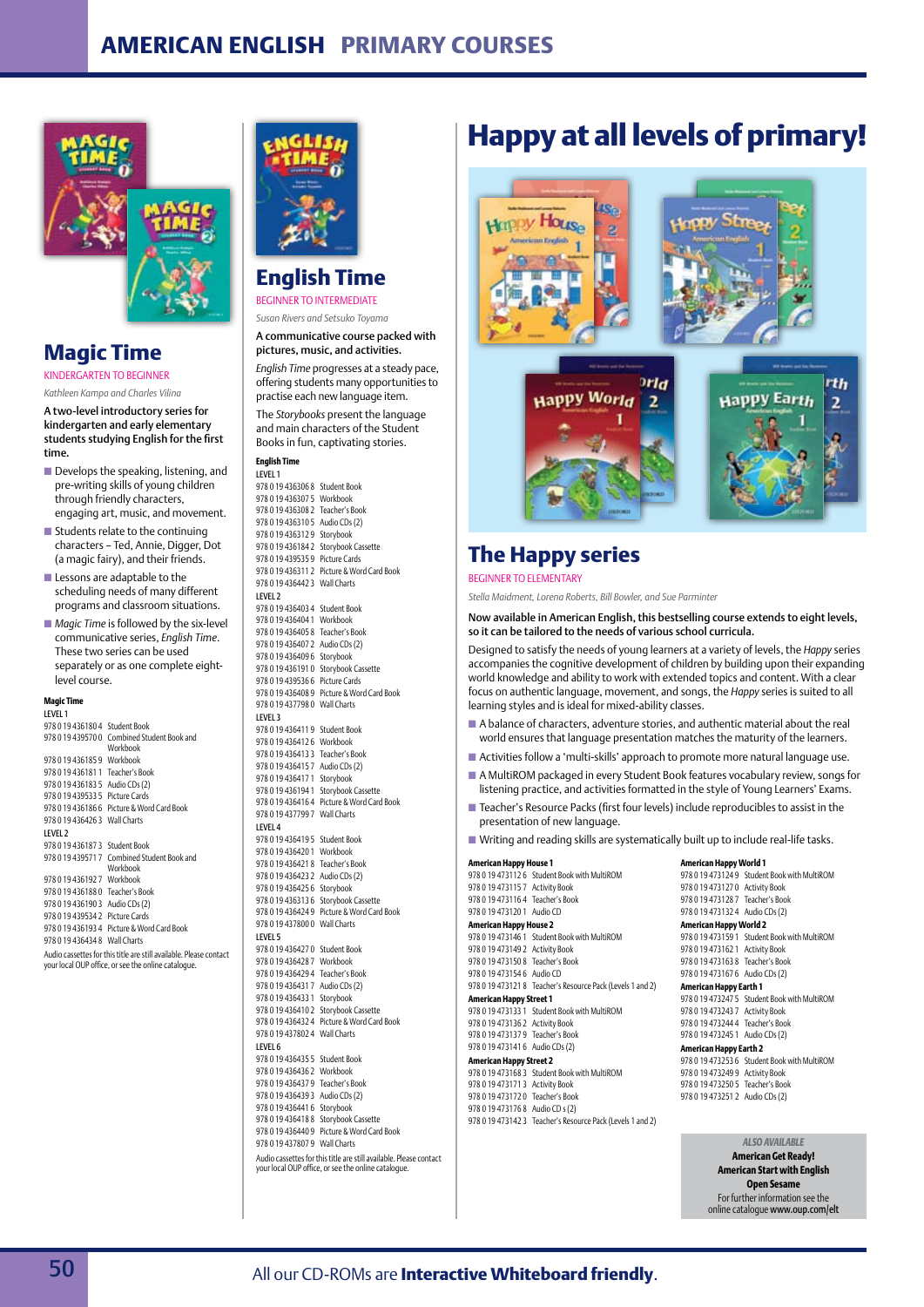# AMERICAN ENGLISH PRIMARY COURSES

## Magic Time

KINDERGARTEN TO BEGINNER

*Kathleen Kampa and Charles Vilina*

**A two-level introductory series for kindergarten and early elementary students studying English for the first time.**

- Develops the speaking, listening, and pre-writing skills of young children through friendly characters, engaging art, music, and movement.
- Students relate to the continuing characters – Ted, Annie, Digger, Dot (a magic fairy), and their friends.
- Lessons are adaptable to the scheduling needs of many different programs and classroom situations.
- *Magic Time* is followed by the six-level communicative series, *English Time*. These two series can be used separately or as one complete eight-level course.

**Magic Time**

LEVEL 1
978 0 19 436180 4 Student Book
978 0 19 439570 0 Combined Student Book and Workbook
978 0 19 436185 9 Workbook
978 0 19 436181 1 Teacher's Book
978 0 19 436183 5 Audio CDs (2)
978 0 19 439533 5 Picture Cards
978 0 19 436186 6 Picture & Word Card Book
978 0 19 436426 3 Wall Charts

LEVEL 2
978 0 19 436187 3 Student Book
978 0 19 439571 7 Combined Student Book and Workbook
978 0 19 436192 7 Workbook
978 0 19 436188 0 Teacher's Book
978 0 19 436190 3 Audio CDs (2)
978 0 19 439534 2 Picture Cards
978 0 19 436193 4 Picture & Word Card Book
978 0 19 436434 8 Wall Charts

Audio cassettes for this title are still available. Please contact your local OUP office, or see the online catalogue.

## English Time

BEGINNER TO INTERMEDIATE

*Susan Rivers and Setsuko Toyama*

**A communicative course packed with pictures, music, and activities.**

*English Time* progresses at a steady pace, offering students many opportunities to practise each new language item.

The *Storybooks* present the language and main characters of the Student Books in fun, captivating stories.

**English Time**

LEVEL 1
978 0 19 436306 8 Student Book
978 0 19 436307 5 Workbook
978 0 19 436308 2 Teacher's Book
978 0 19 436310 5 Audio CDs (2)
978 0 19 436312 9 Storybook
978 0 19 436184 2 Storybook Cassette
978 0 19 439535 9 Picture Cards
978 0 19 436311 2 Picture & Word Card Book
978 0 19 436442 3 Wall Charts

LEVEL 2
978 0 19 436403 4 Student Book
978 0 19 436404 1 Workbook
978 0 19 436405 8 Teacher's Book
978 0 19 436407 2 Audio CDs (2)
978 0 19 436409 6 Storybook
978 0 19 436191 0 Storybook Cassette
978 0 19 439536 6 Picture Cards
978 0 19 436408 9 Picture & Word Card Book
978 0 19 437798 0 Wall Charts

LEVEL 3
978 0 19 436411 9 Student Book
978 0 19 436412 6 Workbook
978 0 19 436413 3 Teacher's Book
978 0 19 436415 7 Audio CDs (2)
978 0 19 436417 1 Storybook
978 0 19 436194 1 Storybook Cassette
978 0 19 436416 4 Picture & Word Card Book
978 0 19 437799 7 Wall Charts

LEVEL 4
978 0 19 436419 5 Student Book
978 0 19 436420 1 Workbook
978 0 19 436421 8 Teacher's Book
978 0 19 436423 2 Audio CDs (2)
978 0 19 436425 6 Storybook
978 0 19 436313 6 Storybook Cassette
978 0 19 436424 9 Picture & Word Card Book
978 0 19 437800 0 Wall Charts

LEVEL 5
978 0 19 436427 0 Student Book
978 0 19 436428 7 Workbook
978 0 19 436429 4 Teacher's Book
978 0 19 436431 7 Audio CDs (2)
978 0 19 436433 1 Storybook
978 0 19 436410 2 Storybook Cassette
978 0 19 436432 4 Picture & Word Card Book
978 0 19 437802 4 Wall Charts

LEVEL 6
978 0 19 436435 5 Student Book
978 0 19 436436 2 Workbook
978 0 19 436437 9 Teacher's Book
978 0 19 436439 3 Audio CDs (2)
978 0 19 436441 6 Storybook
978 0 19 436418 8 Storybook Cassette
978 0 19 436440 9 Picture & Word Card Book
978 0 19 437807 9 Wall Charts

Audio cassettes for this title are still available. Please contact your local OUP office, or see the online catalogue.

# Happy at all levels of primary!

## The Happy series

BEGINNER TO ELEMENTARY

*Stella Maidment, Lorena Roberts, Bill Bowler, and Sue Parminter*

**Now available in American English, this bestselling course extends to eight levels, so it can be tailored to the needs of various school curricula.**

Designed to satisfy the needs of young learners at a variety of levels, the *Happy* series accompanies the cognitive development of children by building upon their expanding world knowledge and ability to work with extended topics and content. With a clear focus on authentic language, movement, and songs, the *Happy* series is suited to all learning styles and is ideal for mixed-ability classes.

- A balance of characters, adventure stories, and authentic material about the real world ensures that language presentation matches the maturity of the learners.
- Activities follow a 'multi-skills' approach to promote more natural language use.
- A MultiROM packaged in every Student Book features vocabulary review, songs for listening practice, and activities formatted in the style of Young Learners' Exams.
- Teacher's Resource Packs (first four levels) include reproducibles to assist in the presentation of new language.
- Writing and reading skills are systematically built up to include real-life tasks.

**American Happy House 1**
978 0 19 473112 6 Student Book with MultiROM
978 0 19 473115 7 Activity Book
978 0 19 473116 4 Teacher's Book
978 0 19 473120 1 Audio CD

**American Happy House 2**
978 0 19 473146 1 Student Book with MultiROM
978 0 19 473149 2 Activity Book
978 0 19 473150 8 Teacher's Book
978 0 19 473154 6 Audio CD
978 0 19 473121 8 Teacher's Resource Pack (Levels 1 and 2)

**American Happy Street 1**
978 0 19 473133 1 Student Book with MultiROM
978 0 19 473136 2 Activity Book
978 0 19 473137 9 Teacher's Book
978 0 19 473141 6 Audio CDs (2)

**American Happy Street 2**
978 0 19 473168 3 Student Book with MultiROM
978 0 19 473171 3 Activity Book
978 0 19 473172 0 Teacher's Book
978 0 19 473176 8 Audio CD s (2)
978 0 19 473142 3 Teacher's Resource Pack (Levels 1 and 2)

**American Happy World 1**
978 0 19 473124 9 Student Book with MultiROM
978 0 19 473127 0 Activity Book
978 0 19 473128 7 Teacher's Book
978 0 19 473132 4 Audio CDs (2)

**American Happy World 2**
978 0 19 473159 1 Student Book with MultiROM
978 0 19 473162 1 Activity Book
978 0 19 473163 8 Teacher's Book
978 0 19 473167 6 Audio CDs (2)

**American Happy Earth 1**
978 0 19 473247 5 Student Book with MultiROM
978 0 19 473243 7 Activity Book
978 0 19 473244 4 Teacher's Book
978 0 19 473245 1 Audio CDs (2)

**American Happy Earth 2**
978 0 19 473253 6 Student Book with MultiROM
978 0 19 473249 9 Activity Book
978 0 19 473250 5 Teacher's Book
978 0 19 473251 2 Audio CDs (2)

*ALSO AVAILABLE*
**American Get Ready!**
**American Start with English**
**Open Sesame**
For further information see the online catalogue **www.oup.com/elt**

All our CD-ROMs are **Interactive Whiteboard friendly**.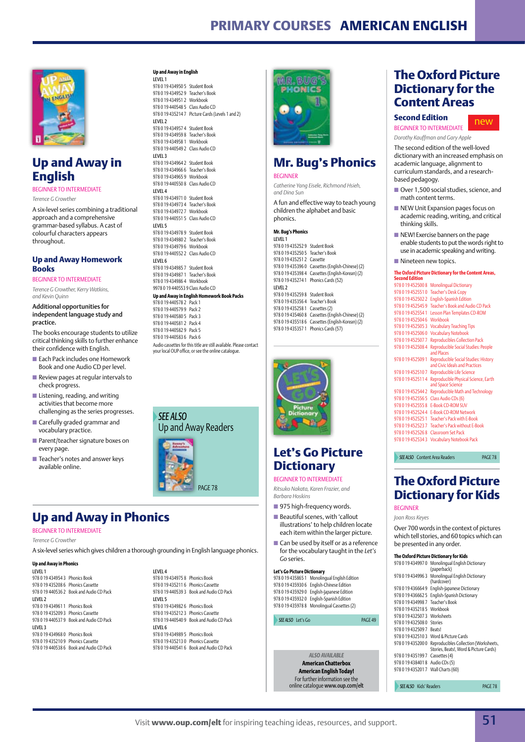# PRIMARY COURSES AMERICAN ENGLISH

## Up and Away in English

BEGINNER TO INTERMEDIATE

*Terence G Crowther*

A six-level series combining a traditional approach and a comprehensive grammar-based syllabus. A cast of colourful characters appears throughout.

### Up and Away Homework Books

BEGINNER TO INTERMEDIATE

*Terence G Crowther, Kerry Watkins, and Kevin Quinn*

**Additional opportunities for independent language study and practice.**

The books encourage students to utilize critical thinking skills to further enhance their confidence with English.

- Each Pack includes one Homework Book and one Audio CD per level.
- Review pages at regular intervals to check progress.
- Listening, reading, and writing activities that become more challenging as the series progresses.
- Carefully graded grammar and vocabulary practice.
- Parent/teacher signature boxes on every page.
- Teacher's notes and answer keys available online.

**Up and Away in English**

LEVEL 1
978 0 19 434950 5 Student Book
978 0 19 434952 9 Teacher's Book
978 0 19 434951 2 Workbook
978 0 19 440548 5 Class Audio CD
978 0 19 435214 7 Picture Cards (Levels 1 and 2)

LEVEL 2
978 0 19 434957 4 Student Book
978 0 19 434959 8 Teacher's Book
978 0 19 434958 1 Workbook
978 0 19 440549 2 Class Audio CD

LEVEL 3
978 0 19 434964 2 Student Book
978 0 19 434966 6 Teacher's Book
978 0 19 434965 9 Workbook
978 0 19 440550 8 Class Audio CD

LEVEL 4
978 0 19 434971 0 Student Book
978 0 19 434973 4 Teacher's Book
978 0 19 434972 7 Workbook
978 0 19 440551 5 Class Audio CD

LEVEL 5
978 0 19 434978 9 Student Book
978 0 19 434980 2 Teacher's Book
978 0 19 434979 6 Workbook
978 0 19 440552 2 Class Audio CD

LEVEL 6
978 0 19 434985 7 Student Book
978 0 19 434987 1 Teacher's Book
978 0 19 434986 4 Workbook
9978 0 19 440553 9 Class Audio CD

**Up and Away in English Homework Book Packs**
978 0 19 440578 2 Pack 1
978 0 19 440579 9 Pack 2
978 0 19 440580 5 Pack 3
978 0 19 440581 2 Pack 4
978 0 19 440582 9 Pack 5
978 0 19 440583 6 Pack 6

Audio cassettes for this title are still available. Please contact your local OUP office, or see the online catalogue.

*SEE ALSO* Up and Away Readers PAGE 78

## Up and Away in Phonics

BEGINNER TO INTERMEDIATE

*Terence G Crowther*

A six-level series which gives children a thorough grounding in English language phonics.

**Up and Away in Phonics**

LEVEL 1
978 0 19 434954 3 Phonics Book
978 0 19 435208 6 Phonics Cassette
978 0 19 440536 2 Book and Audio CD Pack

LEVEL 2
978 0 19 434961 1 Phonics Book
978 0 19 435209 3 Phonics Cassette
978 0 19 440537 9 Book and Audio CD Pack

LEVEL 3
978 0 19 434968 0 Phonics Book
978 0 19 435210 9 Phonics Cassette
978 0 19 440538 6 Book and Audio CD Pack

LEVEL 4
978 0 19 434975 8 Phonics Book
978 0 19 435211 6 Phonics Cassette
978 0 19 440539 3 Book and Audio CD Pack

LEVEL 5
978 0 19 434982 6 Phonics Book
978 0 19 435212 3 Phonics Cassette
978 0 19 440540 9 Book and Audio CD Pack

LEVEL 6
978 0 19 434989 5 Phonics Book
978 0 19 435213 0 Phonics Cassette
978 0 19 440541 6 Book and Audio CD Pack

## Mr. Bug's Phonics

BEGINNER

*Catherine Yang Eisele, Richmond Hsieh, and Dina Sun*

A fun and effective way to teach young children the alphabet and basic phonics.

**Mr. Bug's Phonics**

LEVEL 1
978 0 19 435252 9 Student Book
978 0 19 435250 5 Teacher's Book
978 0 19 435251 2 Cassette
978 0 19 435396 0 Cassettes (English-Chinese) (2)
978 0 19 435398 4 Cassettes (English-Korean) (2)
978 0 19 435274 1 Phonics Cards (52)

LEVEL 2
978 0 19 435259 8 Student Book
978 0 19 435356 4 Teacher's Book
978 0 19 435258 1 Cassettes (2)
978 0 19 435460 8 Cassettes (English-Chinese) (2)
978 0 19 435518 6 Cassettes (English-Korean) (2)
978 0 19 435357 1 Phonics Cards (57)

## Let's Go Picture Dictionary

BEGINNER TO INTERMEDIATE

*Ritsuko Nakata, Karen Frazier, and Barbara Hoskins*

- 975 high-frequency words.
- Beautiful scenes, with 'callout illustrations' to help children locate each item within the larger picture.
- Can be used by itself or as a reference for the vocabulary taught in the *Let's Go* series.

**Let's Go Picture Dictionary**
978 0 19 435865 1 Monolingual English Edition
978 0 19 435930 6 English-Chinese Edition
978 0 19 435929 0 English-Japanese Edition
978 0 19 435932 0 English-Spanish Edition
978 0 19 435978 8 Monolingual Cassettes (2)

*SEE ALSO* Let's Go PAGE 49

*ALSO AVAILABLE*
**American Chatterbox**
**American English Today!**
For further information see the online catalogue **www.oup.com/elt**

## The Oxford Picture Dictionary for the Content Areas

### Second Edition

new

BEGINNER TO INTERMEDIATE

*Dorothy Kauffman and Gary Apple*

The second edition of the well-loved dictionary with an increased emphasis on academic language, alignment to curriculum standards, and a research-based pedagogy.

- Over 1,500 social studies, science, and math content terms.
- NEW Unit Expansion pages focus on academic reading, writing, and critical thinking skills.
- NEW! Exercise banners on the page enable students to put the words right to use in academic speaking and writing.
- Nineteen new topics.

**The Oxford Picture Dictionary for the Content Areas, Second Edition**
978 0 19 452500 8 Monolingual Dictionary
978 0 19 452551 0 Teacher's Desk Copy
978 0 19 452502 2 English-Spanish Edition
978 0 19 452545 9 Teacher's Book and Audio CD Pack
978 0 19 452554 1 Lesson Plan Templates CD-ROM
978 0 19 452504 6 Workbook
978 0 19 452505 3 Vocabulary Teaching Tips
978 0 19 452506 0 Vocabulary Notebook
978 0 19 452507 7 Reproducibles Collection Pack
978 0 19 452508 4 Reproducible Social Studies: People and Places
978 0 19 452509 1 Reproducible Social Studies: History and Civic Ideals and Practices
978 0 19 452510 7 Reproducible Life Science
978 0 19 452511 4 Reproducible Physical Science, Earth and Space Science
978 0 19 452544 2 Reproducible Math and Technology
978 0 19 452556 5 Class Audio CDs (6)
978 0 19 452555 8 E-Book CD-ROM SUV
978 0 19 452524 4 E-Book CD-ROM Network
978 0 19 452525 1 Teacher's Pack with E-Book
978 0 19 452523 7 Teacher's Pack without E-Book
978 0 19 452526 8 Classroom Set Pack
978 0 19 452534 3 Vocabulary Notebook Pack

*SEE ALSO* Content Area Readers PAGE 78

## The Oxford Picture Dictionary for Kids

BEGINNER

*Joan Ross Keyes*

Over 700 words in the context of pictures which tell stories, and 60 topics which can be presented in any order.

**The Oxford Picture Dictionary for Kids**
978 0 19 434997 0 Monolingual English Dictionary (paperback)
978 0 19 434996 3 Monolingual English Dictionary (hardcover)
978 0 19 436664 9 English-Japanese Dictionary
978 0 19 436662 5 English-Spanish Dictionary
978 0 19 434998 7 Teacher's Book
978 0 19 435218 5 Workbook
978 0 19 432507 3 Worksheets
978 0 19 432508 0 Stories
978 0 19 432509 7 Beats!
978 0 19 432510 3 Word & Picture Cards
978 0 19 435200 0 Reproducibles Collection (Worksheets, Stories, Beats!, Word & Picture Cards)
978 0 19 435199 7 Cassettes (4)
978 0 19 438401 8 Audio CDs (5)
978 0 19 435201 7 Wall Charts (60)

*SEE ALSO* Kids' Readers PAGE 78

Visit **www.oup.com/elt** for inspiring teaching ideas, resources, and support.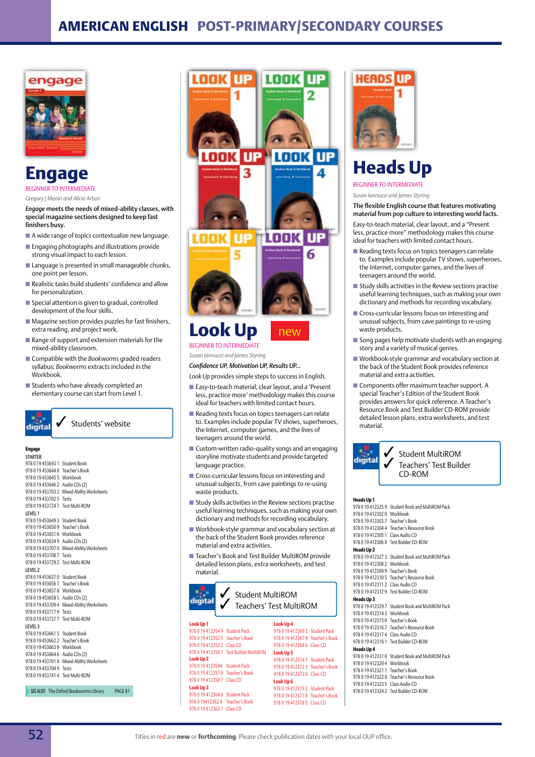# AMERICAN ENGLISH POST-PRIMARY/SECONDARY COURSES

## Engage

BEGINNER TO INTERMEDIATE

*Gregory J Manin and Alicia Artusi*

***Engage*** **meets the needs of mixed-ability classes, with special magazine sections designed to keep fast finishers busy.**

- A wide range of topics contextualize new language.
- Engaging photographs and illustrations provide strong visual impact to each lesson.
- Language is presented in small manageable chunks, one point per lesson.
- Realistic tasks build students' confidence and allow for personalization.
- Special attention is given to gradual, controlled development of the four skills.
- Magazine section provides puzzles for fast finishers, extra reading, and project work.
- Range of support and extension materials for the mixed-ability classroom.
- Compatible with the *Bookworms* graded readers syllabus; *Bookworms* extracts included in the Workbook.
- Students who have already completed an elementary course can start from Level 1.

digital ✓ Students' website

**Engage**

**STARTER**

978 0 19 453643 1 Student Book
978 0 19 453644 8 Teacher's Book
978 0 19 453645 5 Workbook
978 0 19 453646 2 Audio CDs (2)
978 0 19 453703 2 Mixed-Ability Worksheets
978 0 19 453702 5 Tests
978 0 19 453724 7 Test Multi-ROM

**LEVEL 1**

978 0 19 453649 3 Student Book
978 0 19 453650 9 Teacher's Book
978 0 19 453651 6 Workbook
978 0 19 453634 9 Audio CDs (2)
978 0 19 453707 0 Mixed-Ability Worksheets
978 0 19 453708 7 Tests
978 0 19 453729 2 Test Multi-ROM

**LEVEL 2**

978 0 19 453637 0 Student Book
978 0 19 453656 1 Teacher's Book
978 0 19 453657 8 Workbook
978 0 19 453658 5 Audio CDs (2)
978 0 19 453709 4 Mixed-Ability Worksheets
978 0 19 453717 9 Tests
978 0 19 453737 7 Test Multi-ROM

**LEVEL 3**

978 0 19 453661 5 Student Book
978 0 19 453662 2 Teacher's Book
978 0 19 453663 9 Workbook
978 0 19 453664 6 Audio CDs (2)
978 0 19 453701 8 Mixed-Ability Worksheets
978 0 19 453704 9 Tests
978 0 19 453741 4 Test Multi-ROM

*SEE ALSO* The Oxford Bookworms Library PAGE 81

## Look Up new

BEGINNER TO INTERMEDIATE

*Susan Iannuzzi and James Styring*

***Confidence UP, Motivation UP, Results UP...***

*Look Up* provides simple steps to success in English.

- Easy-to-teach material, clear layout, and a 'Present less, practice more' methodology makes this course ideal for teachers with limited contact hours.
- Reading texts focus on topics teenagers can relate to. Examples include popular TV shows, superheroes, the Internet, computer games, and the lives of teenagers around the world.
- Custom-written radio-quality songs and an engaging storyline motivate students and provide targeted language practice.
- Cross-curricular lessons focus on interesting and unusual subjects, from cave paintings to re-using waste products.
- Study skills activities in the Review sections practise useful learning techniques, such as making your own dictionary and methods for recording vocabulary.
- Workbook-style grammar and vocabulary section at the back of the Student Book provides reference material and extra activities.
- Teacher's Book and Test Builder MultiROM provide detailed lesson plans, extra worksheets, and test material.

digital ✓ Student MultiROM ✓ Teachers' Test MultiROM

**Look Up 1**

978 0 19 412354 9 Student Pack
978 0 19 412352 5 Teacher's Book
978 0 19 412353 2 Class CD
978 0 19 412350 1 Test Builder MultiROM

**Look Up 2**

978 0 19 412359 4 Student Pack
978 0 19 412357 0 Teacher's Book
978 0 19 412358 7 Class CD

**Look Up 3**

978 0 19 412364 8 Student Pack
978 0 19 412362 4 Teacher's Book
978 0 19 412363 1 Class CD

**Look Up 4**

978 0 19 412369 3 Student Pack
978 0 19 412367 9 Teacher's Book
978 0 19 412368 6 Class CD

**Look Up 5**

978 0 19 412374 7 Student Pack
978 0 19 412372 3 Teacher's Book
978 0 19 412373 0 Class CD

**Look Up 6**

978 0 19 412379 2 Student Pack
978 0 19 412377 8 Teacher's Book
978 0 19 412378 5 Class CD

## Heads Up

BEGINNER TO INTERMEDIATE

*Susan Iannuzzi and James Styring*

**The flexible English course that features motivating material from pop culture to interesting world facts.**

Easy-to-teach material, clear layout, and a "Present less, practice more" methodology makes this course ideal for teachers with limited contact hours.

- Reading texts focus on topics teenagers can relate to. Examples include popular TV shows, superheroes, the Internet, computer games, and the lives of teenagers around the world.
- Study skills activities in the Review sections practise useful learning techniques, such as making your own dictionary and methods for recording vocabulary.
- Cross-curricular lessons focus on interesting and unusual subjects, from cave paintings to re-using waste products.
- Song pages help motivate students with an engaging story and a variety of musical genres.
- Workbook-style grammar and vocabulary section at the back of the Student Book provides reference material and extra activities.
- Components offer maximum teacher support. A special Teacher's Edition of the Student Book provides answers for quick reference. A Teacher's Resource Book and Test Builder CD-ROM provide detailed lesson plans, extra worksheets, and test material.

digital ✓ Student MultiROM ✓ Teachers' Test Builder CD-ROM

**Heads Up 1**

978 0 19 412325 9 Student Book and MultiROM Pack
978 0 19 412302 0 Workbook
978 0 19 412303 7 Teacher's Book
978 0 19 412304 4 Teacher's Resource Book
978 0 19 412305 1 Class Audio CD
978 0 19 412306 8 Test Builder CD-ROM

**Heads Up 2**

978 0 19 412327 3 Student Book and MultiROM Pack
978 0 19 412308 2 Workbook
978 0 19 412309 9 Teacher's Book
978 0 19 412310 5 Teacher's Resource Book
978 0 19 412311 2 Class Audio CD
978 0 19 412312 9 Test Builder CD-ROM

**Heads Up 3**

978 0 19 412329 7 Student Book and MultiROM Pack
978 0 19 412314 3 Workbook
978 0 19 412315 0 Teacher's Book
978 0 19 412316 7 Teacher's Resource Book
978 0 19 412317 4 Class Audio CD
978 0 19 412318 1 Test Builder CD-ROM

**Heads Up 4**

978 0 19 412331 0 Student Book and MultiROM Pack
978 0 19 412320 4 Workbook
978 0 19 412321 1 Teacher's Book
978 0 19 412322 8 Teacher's Resource Book
978 0 19 412323 5 Class Audio CD
978 0 19 412324 2 Test Builder CD-ROM

Titles in red are **new** or **forthcoming**. Please check publication dates with your local OUP office.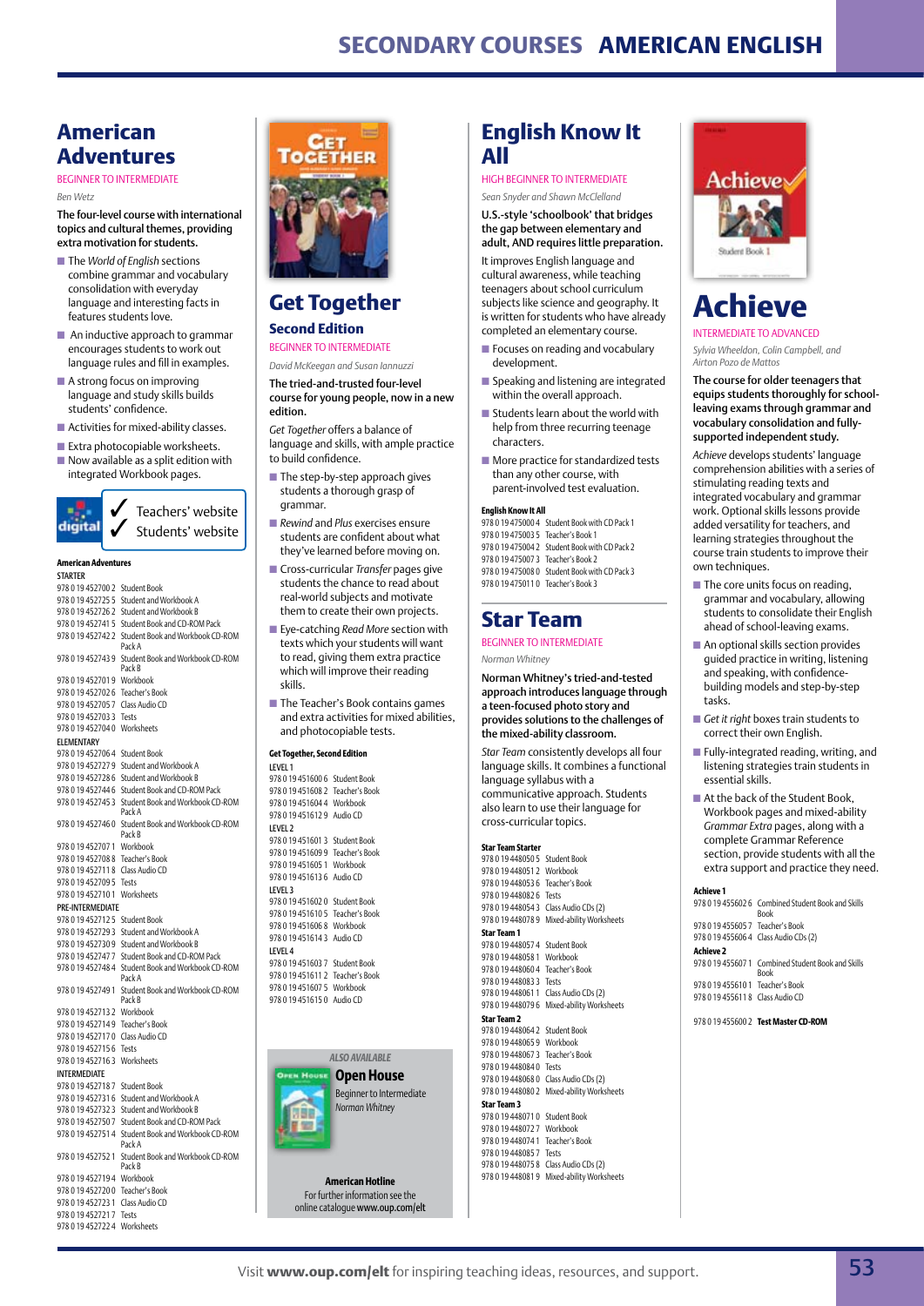## American Adventures

BEGINNER TO INTERMEDIATE

*Ben Wetz*

**The four-level course with international topics and cultural themes, providing extra motivation for students.**

- The *World of English* sections combine grammar and vocabulary consolidation with everyday language and interesting facts in features students love.
- An inductive approach to grammar encourages students to work out language rules and fill in examples.
- A strong focus on improving language and study skills builds students' confidence.
- Activities for mixed-ability classes.
- Extra photocopiable worksheets.
- Now available as a split edition with integrated Workbook pages.

digital
✓ Teachers' website
✓ Students' website

**American Adventures**

**STARTER**

978 0 19 452700 2 Student Book
978 0 19 452725 5 Student and Workbook A
978 0 19 452726 2 Student and Workbook B
978 0 19 452741 5 Student Book and CD-ROM Pack
978 0 19 452742 2 Student Book and Workbook CD-ROM Pack A
978 0 19 452743 9 Student Book and Workbook CD-ROM Pack B
978 0 19 452701 9 Workbook
978 0 19 452702 6 Teacher's Book
978 0 19 452705 7 Class Audio CD
978 0 19 452703 3 Tests
978 0 19 452704 0 Worksheets

**ELEMENTARY**

978 0 19 452706 4 Student Book
978 0 19 452727 9 Student and Workbook A
978 0 19 452728 6 Student and Workbook B
978 0 19 452744 6 Student Book and CD-ROM Pack
978 0 19 452745 3 Student Book and Workbook CD-ROM Pack A
978 0 19 452746 0 Student Book and Workbook CD-ROM Pack B
978 0 19 452707 1 Workbook
978 0 19 452708 8 Teacher's Book
978 0 19 452711 8 Class Audio CD
978 0 19 452709 5 Tests
978 0 19 452710 1 Worksheets

**PRE-INTERMEDIATE**

978 0 19 452712 5 Student Book
978 0 19 452729 3 Student and Workbook A
978 0 19 452730 9 Student and Workbook B
978 0 19 452747 7 Student Book and CD-ROM Pack
978 0 19 452748 4 Student Book and Workbook CD-ROM Pack A
978 0 19 452749 1 Student Book and Workbook CD-ROM Pack B
978 0 19 452713 2 Workbook
978 0 19 452714 9 Teacher's Book
978 0 19 452717 0 Class Audio CD
978 0 19 452715 6 Tests
978 0 19 452716 3 Worksheets

**INTERMEDIATE**

978 0 19 452718 7 Student Book
978 0 19 452731 6 Student and Workbook A
978 0 19 452732 3 Student and Workbook B
978 0 19 452750 7 Student Book and CD-ROM Pack
978 0 19 452751 4 Student Book and Workbook CD-ROM Pack A
978 0 19 452752 1 Student Book and Workbook CD-ROM Pack B
978 0 19 452719 4 Workbook
978 0 19 452720 0 Teacher's Book
978 0 19 452723 1 Class Audio CD
978 0 19 452721 7 Tests
978 0 19 452722 4 Worksheets

## Get Together

### Second Edition

BEGINNER TO INTERMEDIATE

*David McKeegan and Susan Iannuzzi*

**The tried-and-trusted four-level course for young people, now in a new edition.**

*Get Together* offers a balance of language and skills, with ample practice to build confidence.

- The step-by-step approach gives students a thorough grasp of grammar.
- *Rewind* and *Plus* exercises ensure students are confident about what they've learned before moving on.
- Cross-curricular *Transfer* pages give students the chance to read about real-world subjects and motivate them to create their own projects.
- Eye-catching *Read More* section with texts which your students will want to read, giving them extra practice which will improve their reading skills.
- The Teacher's Book contains games and extra activities for mixed abilities, and photocopiable tests.

**Get Together, Second Edition**

LEVEL 1

978 0 19 451600 6 Student Book
978 0 19 451608 2 Teacher's Book
978 0 19 451604 4 Workbook
978 0 19 451612 9 Audio CD

LEVEL 2

978 0 19 451601 3 Student Book
978 0 19 451609 9 Teacher's Book
978 0 19 451605 1 Workbook
978 0 19 451613 6 Audio CD

LEVEL 3

978 0 19 451602 0 Student Book
978 0 19 451610 5 Teacher's Book
978 0 19 451606 8 Workbook
978 0 19 451614 3 Audio CD

LEVEL 4

978 0 19 451603 7 Student Book
978 0 19 451611 2 Teacher's Book
978 0 19 451607 5 Workbook
978 0 19 451615 0 Audio CD

*ALSO AVAILABLE*

**Open House**
Beginner to Intermediate
*Norman Whitney*

**American Hotline**
For further information see the online catalogue www.oup.com/elt

## English Know It All

HIGH BEGINNER TO INTERMEDIATE

*Sean Snyder and Shawn McClelland*

**U.S.-style 'schoolbook' that bridges the gap between elementary and adult, AND requires little preparation.**

It improves English language and cultural awareness, while teaching teenagers about school curriculum subjects like science and geography. It is written for students who have already completed an elementary course.

- Focuses on reading and vocabulary development.
- Speaking and listening are integrated within the overall approach.
- Students learn about the world with help from three recurring teenage characters.
- More practice for standardized tests than any other course, with parent-involved test evaluation.

**English Know It All**

978 0 19 475000 4 Student Book with CD Pack 1
978 0 19 475003 5 Teacher's Book 1
978 0 19 475004 2 Student Book with CD Pack 2
978 0 19 475007 3 Teacher's Book 2
978 0 19 475008 0 Student Book with CD Pack 3
978 0 19 475011 0 Teacher's Book 3

## Star Team

BEGINNER TO INTERMEDIATE

*Norman Whitney*

**Norman Whitney's tried-and-tested approach introduces language through a teen-focused photo story and provides solutions to the challenges of the mixed-ability classroom.**

*Star Team* consistently develops all four language skills. It combines a functional language syllabus with a communicative approach. Students also learn to use their language for cross-curricular topics.

**Star Team Starter**

978 0 19 448050 5 Student Book
978 0 19 448051 2 Workbook
978 0 19 448053 6 Teacher's Book
978 0 19 448082 6 Tests
978 0 19 448054 3 Class Audio CDs (2)
978 0 19 448078 9 Mixed-ability Worksheets

**Star Team 1**

978 0 19 448057 4 Student Book
978 0 19 448058 1 Workbook
978 0 19 448060 4 Teacher's Book
978 0 19 448083 3 Tests
978 0 19 448061 1 Class Audio CDs (2)
978 0 19 448079 6 Mixed-ability Worksheets

**Star Team 2**

978 0 19 448064 2 Student Book
978 0 19 448065 9 Workbook
978 0 19 448067 3 Teacher's Book
978 0 19 448084 0 Tests
978 0 19 448068 0 Class Audio CDs (2)
978 0 19 448080 2 Mixed-ability Worksheets

**Star Team 3**

978 0 19 448071 0 Student Book
978 0 19 448072 7 Workbook
978 0 19 448074 1 Teacher's Book
978 0 19 448085 7 Tests
978 0 19 448075 8 Class Audio CDs (2)
978 0 19 448081 9 Mixed-ability Worksheets

## Achieve

INTERMEDIATE TO ADVANCED

*Sylvia Wheeldon, Colin Campbell, and Airton Pozo de Mattos*

**The course for older teenagers that equips students thoroughly for school-leaving exams through grammar and vocabulary consolidation and fully-supported independent study.**

*Achieve* develops students' language comprehension abilities with a series of stimulating reading texts and integrated vocabulary and grammar work. Optional skills lessons provide added versatility for teachers, and learning strategies throughout the course train students to improve their own techniques.

- The core units focus on reading, grammar and vocabulary, allowing students to consolidate their English ahead of school-leaving exams.
- An optional skills section provides guided practice in writing, listening and speaking, with confidence-building models and step-by-step tasks.
- *Get it right* boxes train students to correct their own English.
- Fully-integrated reading, writing, and listening strategies train students in essential skills.
- At the back of the Student Book, Workbook pages and mixed-ability *Grammar Extra* pages, along with a complete Grammar Reference section, provide students with all the extra support and practice they need.

**Achieve 1**

978 0 19 455602 6 Combined Student Book and Skills Book
978 0 19 455605 7 Teacher's Book
978 0 19 455606 4 Class Audio CDs (2)

**Achieve 2**

978 0 19 455607 1 Combined Student Book and Skills Book
978 0 19 455610 1 Teacher's Book
978 0 19 455611 8 Class Audio CD

978 0 19 455600 2 **Test Master CD-ROM**

Visit **www.oup.com/elt** for inspiring teaching ideas, resources, and support.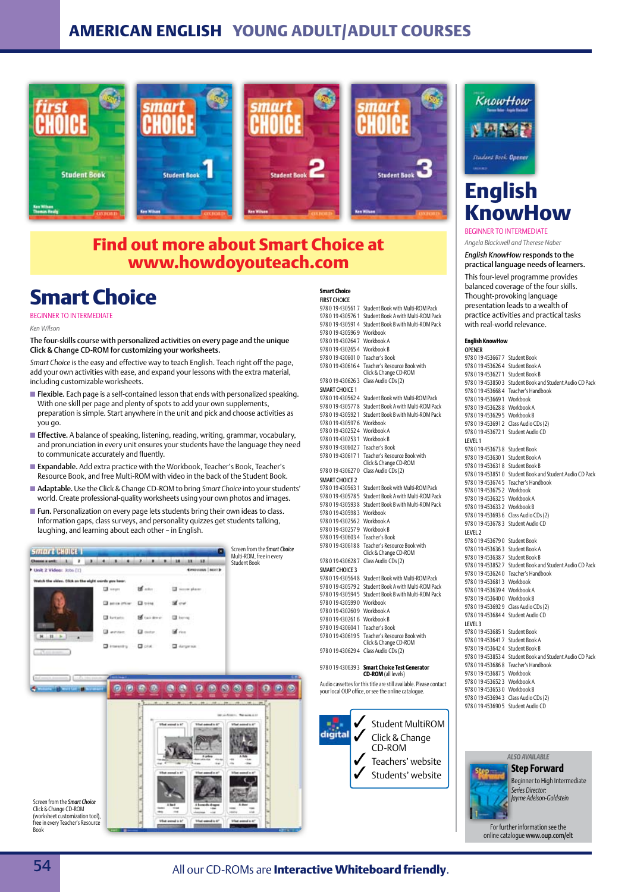# AMERICAN ENGLISH YOUNG ADULT/ADULT COURSES

**Find out more about Smart Choice at www.howdoyouteach.com**

## Smart Choice

BEGINNER TO INTERMEDIATE

*Ken Wilson*

**The four-skills course with personalized activities on every page and the unique Click & Change CD-ROM for customizing your worksheets.**

*Smart Choice* is the easy and effective way to teach English. Teach right off the page, add your own activities with ease, and expand your lessons with the extra material, including customizable worksheets.

- **Flexible.** Each page is a self-contained lesson that ends with personalized speaking. With one skill per page and plenty of spots to add your own supplements, preparation is simple. Start anywhere in the unit and pick and choose activities as you go.
- **Effective.** A balance of speaking, listening, reading, writing, grammar, vocabulary, and pronunciation in every unit ensures your students have the language they need to communicate accurately and fluently.
- **Expandable.** Add extra practice with the Workbook, Teacher's Book, Teacher's Resource Book, and free Multi-ROM with video in the back of the Student Book.
- **Adaptable.** Use the Click & Change CD-ROM to bring *Smart Choice* into your students' world. Create professional-quality worksheets using your own photos and images.
- **Fun.** Personalization on every page lets students bring their own ideas to class. Information gaps, class surveys, and personality quizzes get students talking, laughing, and learning about each other – in English.

Screen from the *Smart Choice* Multi-ROM, free in every Student Book

Screen from the *Smart Choice* Click & Change CD-ROM (worksheet customization tool), free in every Teacher's Resource Book

**Smart Choice**

FIRST CHOICE

978 0 19 430561 7 Student Book with Multi-ROM Pack
978 0 19 430576 1 Student Book A with Multi-ROM Pack
978 0 19 430591 4 Student Book B with Multi-ROM Pack
978 0 19 430596 9 Workbook
978 0 19 430264 7 Workbook A
978 0 19 430265 4 Workbook B
978 0 19 430601 0 Teacher's Book
978 0 19 430616 4 Teacher's Resource Book with Click & Change CD-ROM
978 0 19 430626 3 Class Audio CDs (2)

SMART CHOICE 1

978 0 19 430562 4 Student Book with Multi-ROM Pack
978 0 19 430577 8 Student Book A with Multi-ROM Pack
978 0 19 430592 1 Student Book B with Multi-ROM Pack
978 0 19 430597 6 Workbook
978 0 19 430252 4 Workbook A
978 0 19 430253 1 Workbook B
978 0 19 430602 7 Teacher's Book
978 0 19 430617 1 Teacher's Resource Book with Click & Change CD-ROM
978 0 19 430627 0 Class Audio CDs (2)

SMART CHOICE 2

978 0 19 430563 1 Student Book with Multi-ROM Pack
978 0 19 430578 5 Student Book A with Multi-ROM Pack
978 0 19 430593 8 Student Book B with Multi-ROM Pack
978 0 19 430598 3 Workbook
978 0 19 430256 2 Workbook A
978 0 19 430257 9 Workbook B
978 0 19 430603 4 Teacher's Book
978 0 19 430618 8 Teacher's Resource Book with Click & Change CD-ROM
978 0 19 430628 7 Class Audio CDs (2)

SMART CHOICE 3

978 0 19 430564 8 Student Book with Multi-ROM Pack
978 0 19 430579 2 Student Book A with Multi-ROM Pack
978 0 19 430594 5 Student Book B with Multi-ROM Pack
978 0 19 430599 0 Workbook
978 0 19 430260 9 Workbook A
978 0 19 430261 6 Workbook B
978 0 19 430604 1 Teacher's Book
978 0 19 430619 5 Teacher's Resource Book with Click & Change CD-ROM
978 0 19 430629 4 Class Audio CDs (2)

978 0 19 430639 3 **Smart Choice Test Generator CD-ROM** (all levels)

Audio cassettes for this title are still available. Please contact your local OUP office, or see the online catalogue.

digital

- ✓ Student MultiROM
- ✓ Click & Change CD-ROM
- ✓ Teachers' website
- ✓ Students' website

## English KnowHow

BEGINNER TO INTERMEDIATE

*Angela Blackwell and Therese Naber*

***English KnowHow* responds to the practical language needs of learners.**

This four-level programme provides balanced coverage of the four skills. Thought-provoking language presentation leads to a wealth of practice activities and practical tasks with real-world relevance.

**English KnowHow**

OPENER

978 0 19 453667 7 Student Book
978 0 19 453626 4 Student Book A
978 0 19 453627 1 Student Book B
978 0 19 453850 3 Student Book and Student Audio CD Pack
978 0 19 453668 4 Teacher's Handbook
978 0 19 453669 1 Workbook
978 0 19 453628 8 Workbook A
978 0 19 453629 5 Workbook B
978 0 19 453691 2 Class Audio CDs (2)
978 0 19 453672 1 Student Audio CD

LEVEL 1

978 0 19 453673 8 Student Book
978 0 19 453630 1 Student Book A
978 0 19 453631 8 Student Book B
978 0 19 453851 0 Student Book and Student Audio CD Pack
978 0 19 453674 5 Teacher's Handbook
978 0 19 453675 2 Workbook
978 0 19 453632 5 Workbook A
978 0 19 453633 2 Workbook B
978 0 19 453693 6 Class Audio CDs (2)
978 0 19 453678 3 Student Audio CD

LEVEL 2

978 0 19 453679 0 Student Book
978 0 19 453636 3 Student Book A
978 0 19 453638 7 Student Book B
978 0 19 453852 7 Student Book and Student Audio CD Pack
978 0 19 453624 0 Teacher's Handbook
978 0 19 453681 3 Workbook
978 0 19 453639 4 Workbook A
978 0 19 453640 0 Workbook B
978 0 19 453692 9 Class Audio CDs (2)
978 0 19 453684 4 Student Audio CD

LEVEL 3

978 0 19 453685 1 Student Book
978 0 19 453641 7 Student Book A
978 0 19 453642 4 Student Book B
978 0 19 453853 4 Student Book and Student Audio CD Pack
978 0 19 453686 8 Teacher's Handbook
978 0 19 453687 5 Workbook
978 0 19 453652 3 Workbook A
978 0 19 453653 0 Workbook B
978 0 19 453694 3 Class Audio CDs (2)
978 0 19 453690 5 Student Audio CD

*ALSO AVAILABLE*

**Step Forward**

Beginner to High Intermediate

*Series Director: Jayme Adelson-Goldstein*

For further information see the online catalogue **www.oup.com/elt**

All our CD-ROMs are **Interactive Whiteboard friendly**.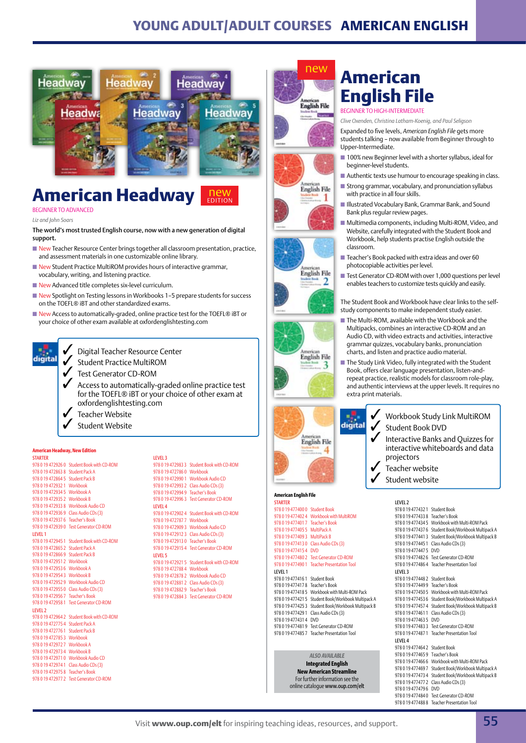# American Headway new EDITION

BEGINNER TO ADVANCED

*Liz and John Soars*

**The world's most trusted English course, now with a new generation of digital support.**

- New Teacher Resource Center brings together all classroom presentation, practice, and assessment materials in one customizable online library.
- New Student Practice MultiROM provides hours of interactive grammar, vocabulary, writing, and listening practice.
- New Advanced title completes six-level curriculum.
- New Spotlight on Testing lessons in Workbooks 1–5 prepare students for success on the TOEFL® iBT and other standardized exams.
- New Access to automatically-graded, online practice test for the TOEFL® iBT or your choice of other exam available at oxfordenglishtesting.com

digital

- ✓ Digital Teacher Resource Center
- ✓ Student Practice MultiROM
- ✓ Test Generator CD-ROM
- ✓ Access to automatically-graded online practice test for the TOEFL® iBT or your choice of other exam at oxfordenglishtesting.com
- ✓ Teacher Website
- ✓ Student Website

**American Headway, New Edition**

STARTER
978 0 19 472926 0 Student Book with CD-ROM
978 0 19 472863 8 Student Pack A
978 0 19 472864 5 Student Pack B
978 0 19 472932 1 Workbook
978 0 19 472934 5 Workbook A
978 0 19 472935 2 Workbook B
978 0 19 472933 8 Workbook Audio CD
978 0 19 472936 9 Class Audio CDs (3)
978 0 19 472937 6 Teacher's Book
978 0 19 472939 0 Test Generator CD-ROM

LEVEL 1
978 0 19 472945 1 Student Book with CD-ROM
978 0 19 472865 2 Student Pack A
978 0 19 472866 9 Student Pack B
978 0 19 472951 2 Workbook
978 0 19 472953 6 Workbook A
978 0 19 472954 3 Workbook B
978 0 19 472952 9 Workbook Audio CD
978 0 19 472955 0 Class Audio CDs (3)
978 0 19 472956 7 Teacher's Book
978 0 19 472958 1 Test Generator CD-ROM

LEVEL 2
978 0 19 472964 2 Student Book with CD-ROM
978 0 19 472775 4 Student Pack A
978 0 19 472776 1 Student Pack B
978 0 19 472785 3 Workbook
978 0 19 472972 7 Workbook A
978 0 19 472973 4 Workbook B
978 0 19 472971 0 Workbook Audio CD
978 0 19 472974 1 Class Audio CDs (3)
978 0 19 472975 8 Teacher's Book
978 0 19 472977 2 Test Generator CD-ROM

LEVEL 3
978 0 19 472983 3 Student Book with CD-ROM
978 0 19 472786 0 Workbook
978 0 19 472990 1 Workbook Audio CD
978 0 19 472993 2 Class Audio CDs (3)
978 0 19 472994 9 Teacher's Book
978 0 19 472996 3 Test Generator CD-ROM

LEVEL 4
978 0 19 472902 4 Student Book with CD-ROM
978 0 19 472787 7 Workbook
978 0 19 472909 3 Workbook Audio CD
978 0 19 472912 3 Class Audio CDs (3)
978 0 19 472913 0 Teacher's Book
978 0 19 472915 4 Test Generator CD-ROM

LEVEL 5
978 0 19 472921 5 Student Book with CD-ROM
978 0 19 472788 4 Workbook
978 0 19 472878 2 Workbook Audio CD
978 0 19 472881 2 Class Audio CDs (3)
978 0 19 472882 9 Teacher's Book
978 0 19 472884 3 Test Generator CD-ROM

new

# American English File

BEGINNER TO HIGH-INTERMEDIATE

*Clive Oxenden, Christina Latham-Koenig, and Paul Seligson*

Expanded to five levels, *American English File* gets more students talking – now available from Beginner through to Upper-Intermediate.

- 100% new Beginner level with a shorter syllabus, ideal for beginner-level students.
- Authentic texts use humour to encourage speaking in class.
- Strong grammar, vocabulary, and pronunciation syllabus with practice in all four skills.
- Illustrated Vocabulary Bank, Grammar Bank, and Sound Bank plus regular review pages.
- Multimedia components, including Multi-ROM, Video, and Website, carefully integrated with the Student Book and Workbook, help students practise English outside the classroom.
- Teacher's Book packed with extra ideas and over 60 photocopiable activities per level.
- Test Generator CD-ROM with over 1,000 questions per level enables teachers to customize tests quickly and easily.

The Student Book and Workbook have clear links to the self-study components to make independent study easier.

- The Multi-ROM, available with the Workbook and the Multipacks, combines an interactive CD-ROM and an Audio CD, with video extracts and activities, interactive grammar quizzes, vocabulary banks, pronunciation charts, and listen and practice audio material.
- The Study Link Video, fully integrated with the Student Book, offers clear language presentation, listen-and-repeat practice, realistic models for classroom role-play, and authentic interviews at the upper levels. It requires no extra print materials.

digital

- ✓ Workbook Study Link MultiROM
- ✓ Student Book DVD
- ✓ Interactive Banks and Quizzes for interactive whiteboards and data projectors
- ✓ Teacher website
- ✓ Student website

**American English File**

STARTER
978 0 19 477400 0 Student Book
978 0 19 477402 4 Workbook with MultiROM
978 0 19 477401 7 Teacher's Book
978 0 19 477405 5 MultiPack A
978 0 19 477409 3 MultiPack B
978 0 19 477413 0 Class Audio CDs (3)
978 0 19 477415 4 DVD
978 0 19 477480 2 Test Generator CD-ROM
978 0 19 477490 1 Teacher Presentation Tool

LEVEL 1
978 0 19 477416 1 Student Book
978 0 19 477417 8 Teacher's Book
978 0 19 477418 5 Workbook with Multi-ROM Pack
978 0 19 477421 5 Student Book/Workbook Multipack A
978 0 19 477425 3 Student Book/Workbook Multipack B
978 0 19 477429 1 Class Audio CDs (3)
978 0 19 477431 4 DVD
978 0 19 477481 9 Test Generator CD-ROM
978 0 19 477485 7 Teacher Presentation Tool

LEVEL 2
978 0 19 477432 1 Student Book
978 0 19 477433 8 Teacher's Book
978 0 19 477434 5 Workbook with Multi-ROM Pack
978 0 19 477437 6 Student Book/Workbook Multipack A
978 0 19 477441 3 Student Book/Workbook Multipack B
978 0 19 477445 1 Class Audio CDs (3)
978 0 19 477447 5 DVD
978 0 19 477482 6 Test Generator CD-ROM
978 0 19 477486 4 Teacher Presentation Tool

LEVEL 3
978 0 19 477448 2 Student Book
978 0 19 477449 9 Teacher's Book
978 0 19 477450 5 Workbook with Multi-ROM Pack
978 0 19 477453 6 Student Book/Workbook Multipack A
978 0 19 477457 4 Student Book/Workbook Multipack B
978 0 19 477461 1 Class Audio CDs (3)
978 0 19 477463 5 DVD
978 0 19 477483 3 Test Generator CD-ROM
978 0 19 477487 1 Teacher Presentation Tool

LEVEL 4
978 0 19 477464 2 Student Book
978 0 19 477465 9 Teacher's Book
978 0 19 477466 6 Workbook with Multi-ROM Pack
978 0 19 477469 7 Student Book/Workbook Multipack A
978 0 19 477473 4 Student Book/Workbook Multipack B
978 0 19 477477 2 Class Audio CDs (3)
978 0 19 477479 6 DVD
978 0 19 477484 0 Test Generator CD-ROM
978 0 19 477488 8 Teacher Presentation Tool

*ALSO AVAILABLE*
**Integrated English**
**New American Streamline**
For further information see the online catalogue **www.oup.com/elt**

Visit **www.oup.com/elt** for inspiring teaching ideas, resources, and support.